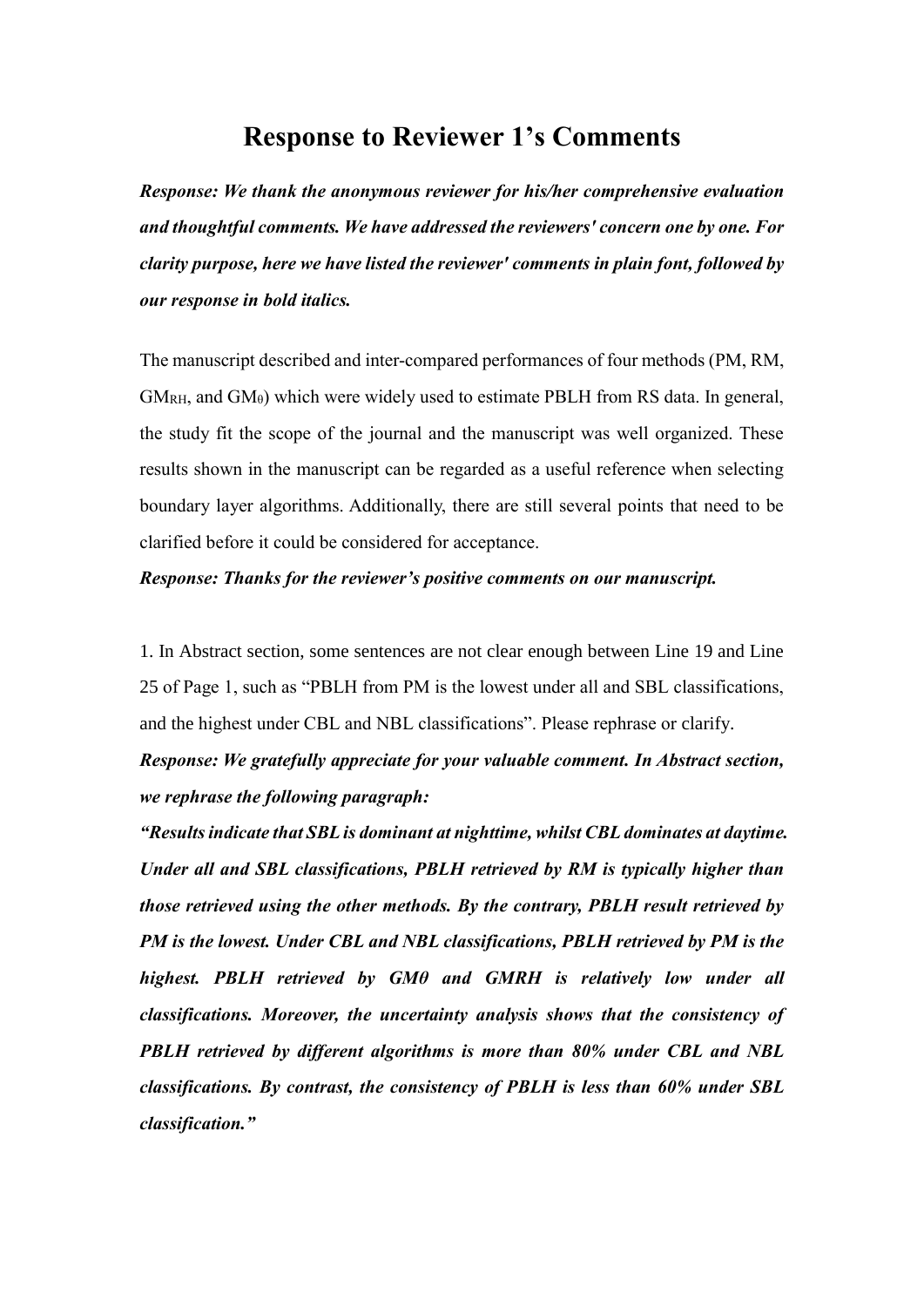# Response to Reviewer 1's Comments

***Response: We thank the anonymous reviewer for his/her comprehensive evaluation and thoughtful comments. We have addressed the reviewers' concern one by one. For clarity purpose, here we have listed the reviewer' comments in plain font, followed by our response in bold italics.***

The manuscript described and inter-compared performances of four methods (PM, RM, $GM_{RH}$, and $GM_{\theta}$) which were widely used to estimate PBLH from RS data. In general, the study fit the scope of the journal and the manuscript was well organized. These results shown in the manuscript can be regarded as a useful reference when selecting boundary layer algorithms. Additionally, there are still several points that need to be clarified before it could be considered for acceptance.

***Response: Thanks for the reviewer's positive comments on our manuscript.***

1. In Abstract section, some sentences are not clear enough between Line 19 and Line 25 of Page 1, such as "PBLH from PM is the lowest under all and SBL classifications, and the highest under CBL and NBL classifications". Please rephrase or clarify.

***Response: We gratefully appreciate for your valuable comment. In Abstract section, we rephrase the following paragraph:***

***"Results indicate that SBL is dominant at nighttime, whilst CBL dominates at daytime. Under all and SBL classifications, PBLH retrieved by RM is typically higher than those retrieved using the other methods. By the contrary, PBLH result retrieved by PM is the lowest. Under CBL and NBL classifications, PBLH retrieved by PM is the highest. PBLH retrieved by GMθ and GMRH is relatively low under all classifications. Moreover, the uncertainty analysis shows that the consistency of PBLH retrieved by different algorithms is more than 80% under CBL and NBL classifications. By contrast, the consistency of PBLH is less than 60% under SBL classification."***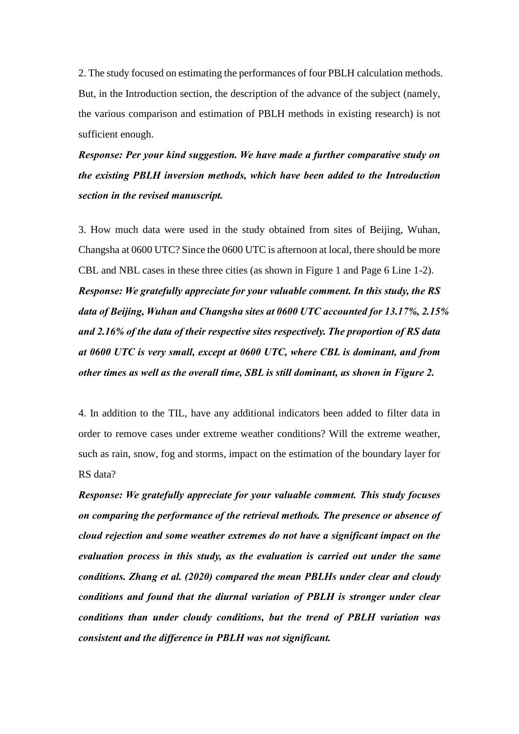2. The study focused on estimating the performances of four PBLH calculation methods. But, in the Introduction section, the description of the advance of the subject (namely, the various comparison and estimation of PBLH methods in existing research) is not sufficient enough.

***Response: Per your kind suggestion. We have made a further comparative study on the existing PBLH inversion methods, which have been added to the Introduction section in the revised manuscript.***

3. How much data were used in the study obtained from sites of Beijing, Wuhan, Changsha at 0600 UTC? Since the 0600 UTC is afternoon at local, there should be more CBL and NBL cases in these three cities (as shown in Figure 1 and Page 6 Line 1-2).

***Response: We gratefully appreciate for your valuable comment. In this study, the RS data of Beijing, Wuhan and Changsha sites at 0600 UTC accounted for 13.17%, 2.15% and 2.16% of the data of their respective sites respectively. The proportion of RS data at 0600 UTC is very small, except at 0600 UTC, where CBL is dominant, and from other times as well as the overall time, SBL is still dominant, as shown in Figure 2.***

4. In addition to the TIL, have any additional indicators been added to filter data in order to remove cases under extreme weather conditions? Will the extreme weather, such as rain, snow, fog and storms, impact on the estimation of the boundary layer for RS data?

***Response: We gratefully appreciate for your valuable comment. This study focuses on comparing the performance of the retrieval methods. The presence or absence of cloud rejection and some weather extremes do not have a significant impact on the evaluation process in this study, as the evaluation is carried out under the same conditions. Zhang et al. (2020) compared the mean PBLHs under clear and cloudy conditions and found that the diurnal variation of PBLH is stronger under clear conditions than under cloudy conditions, but the trend of PBLH variation was consistent and the difference in PBLH was not significant.***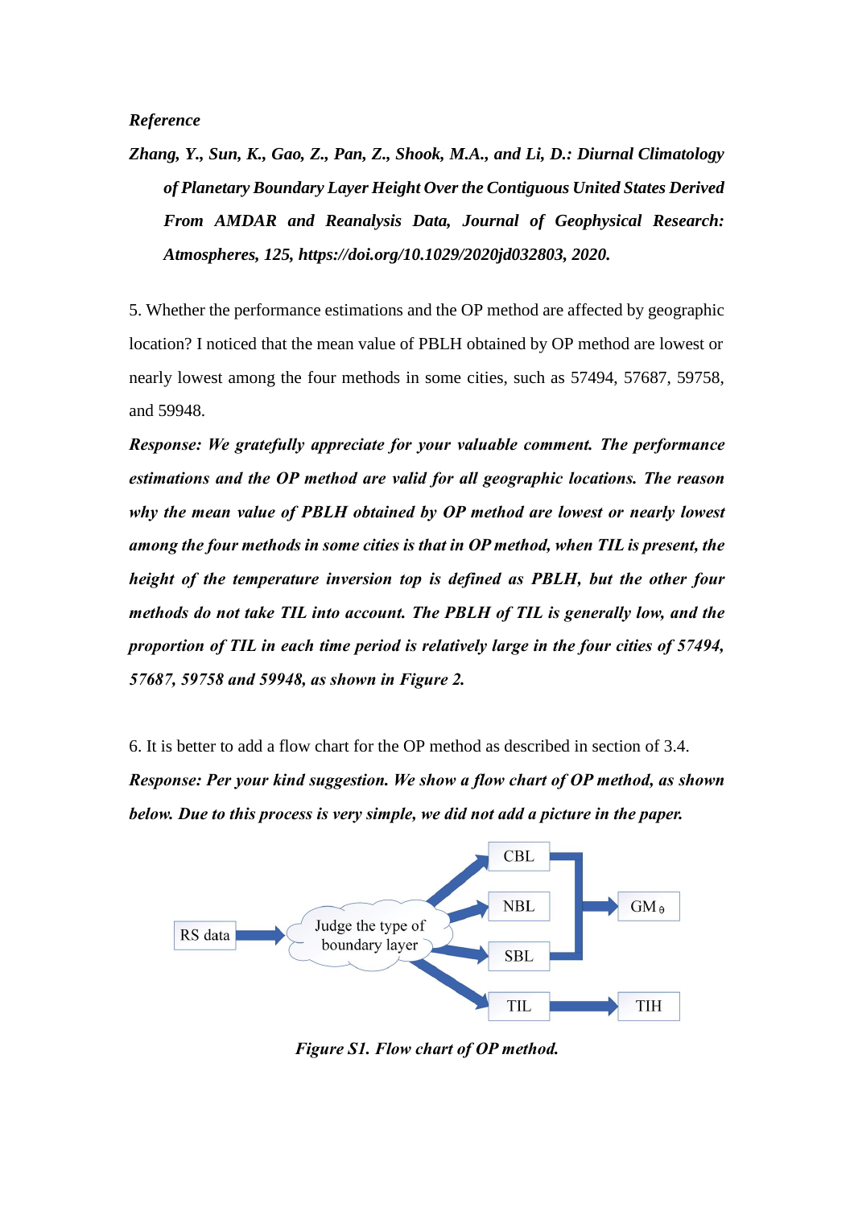***Reference***

***Zhang, Y., Sun, K., Gao, Z., Pan, Z., Shook, M.A., and Li, D.: Diurnal Climatology of Planetary Boundary Layer Height Over the Contiguous United States Derived From AMDAR and Reanalysis Data, Journal of Geophysical Research: Atmospheres, 125, https://doi.org/10.1029/2020jd032803, 2020.***

5. Whether the performance estimations and the OP method are affected by geographic location? I noticed that the mean value of PBLH obtained by OP method are lowest or nearly lowest among the four methods in some cities, such as 57494, 57687, 59758, and 59948.

***Response: We gratefully appreciate for your valuable comment. The performance estimations and the OP method are valid for all geographic locations. The reason why the mean value of PBLH obtained by OP method are lowest or nearly lowest among the four methods in some cities is that in OP method, when TIL is present, the height of the temperature inversion top is defined as PBLH, but the other four methods do not take TIL into account. The PBLH of TIL is generally low, and the proportion of TIL in each time period is relatively large in the four cities of 57494, 57687, 59758 and 59948, as shown in Figure 2.***

6. It is better to add a flow chart for the OP method as described in section of 3.4.

***Response: Per your kind suggestion. We show a flow chart of OP method, as shown below. Due to this process is very simple, we did not add a picture in the paper.***

RS data

Judge the type of boundary layer

CBL

NBL

SBL

TIL

$GM_\theta$

TIH

***Figure S1. Flow chart of OP method.***